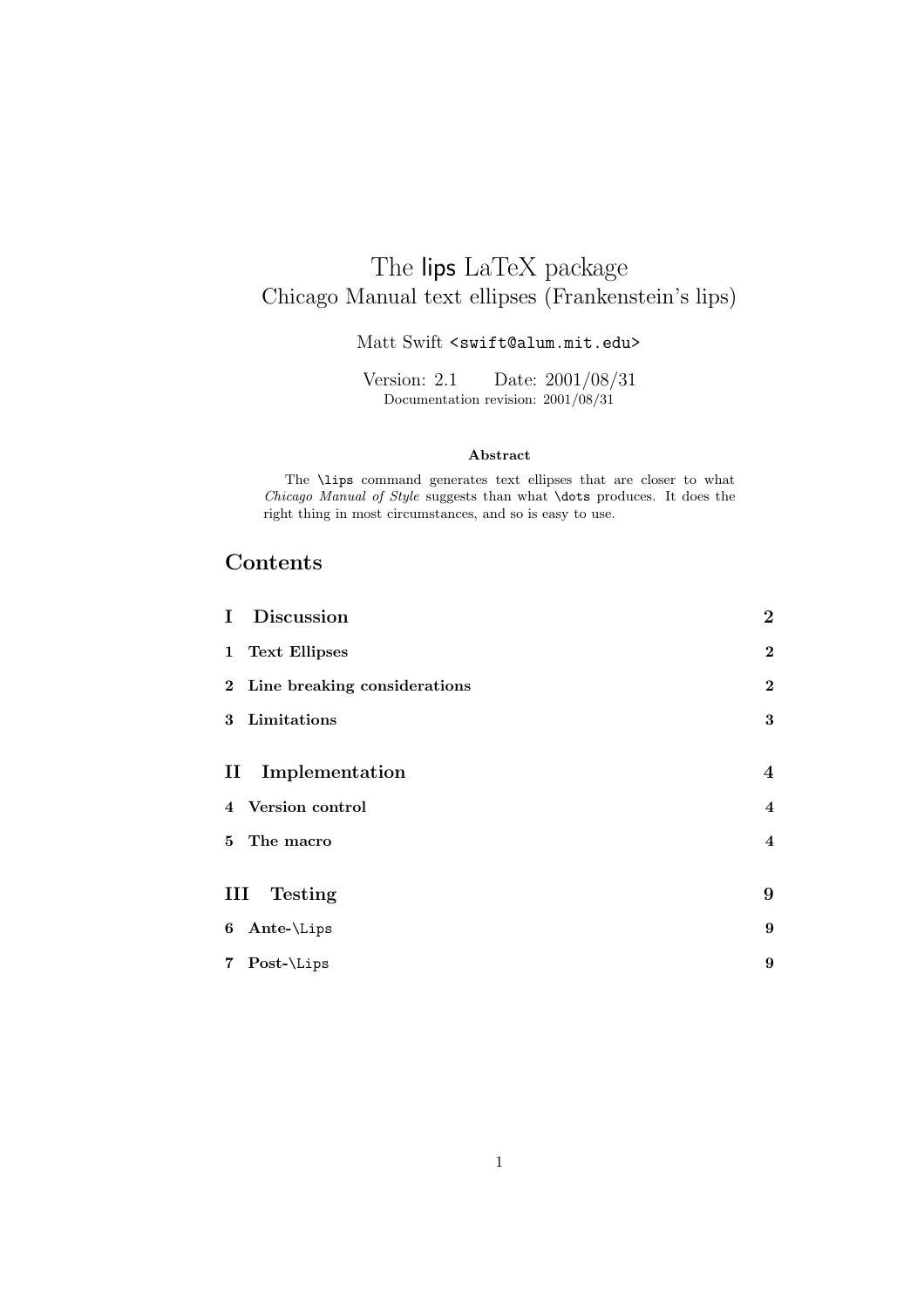# The lips LaTeX package
Chicago Manual text ellipses (Frankenstein's lips)

Matt Swift <swift@alum.mit.edu>

Version: 2.1  Date: 2001/08/31
Documentation revision: 2001/08/31

**Abstract**

The `\lips` command generates text ellipses that are closer to what *Chicago Manual of Style* suggests than what `\dots` produces. It does the right thing in most circumstances, and so is easy to use.

## Contents

| | |
|---|---|
| **I Discussion** | **2** |
| **1 Text Ellipses** | **2** |
| **2 Line breaking considerations** | **2** |
| **3 Limitations** | **3** |
| **II Implementation** | **4** |
| **4 Version control** | **4** |
| **5 The macro** | **4** |
| **III Testing** | **9** |
| **6 Ante-`\Lips`** | **9** |
| **7 Post-`\Lips`** | **9** |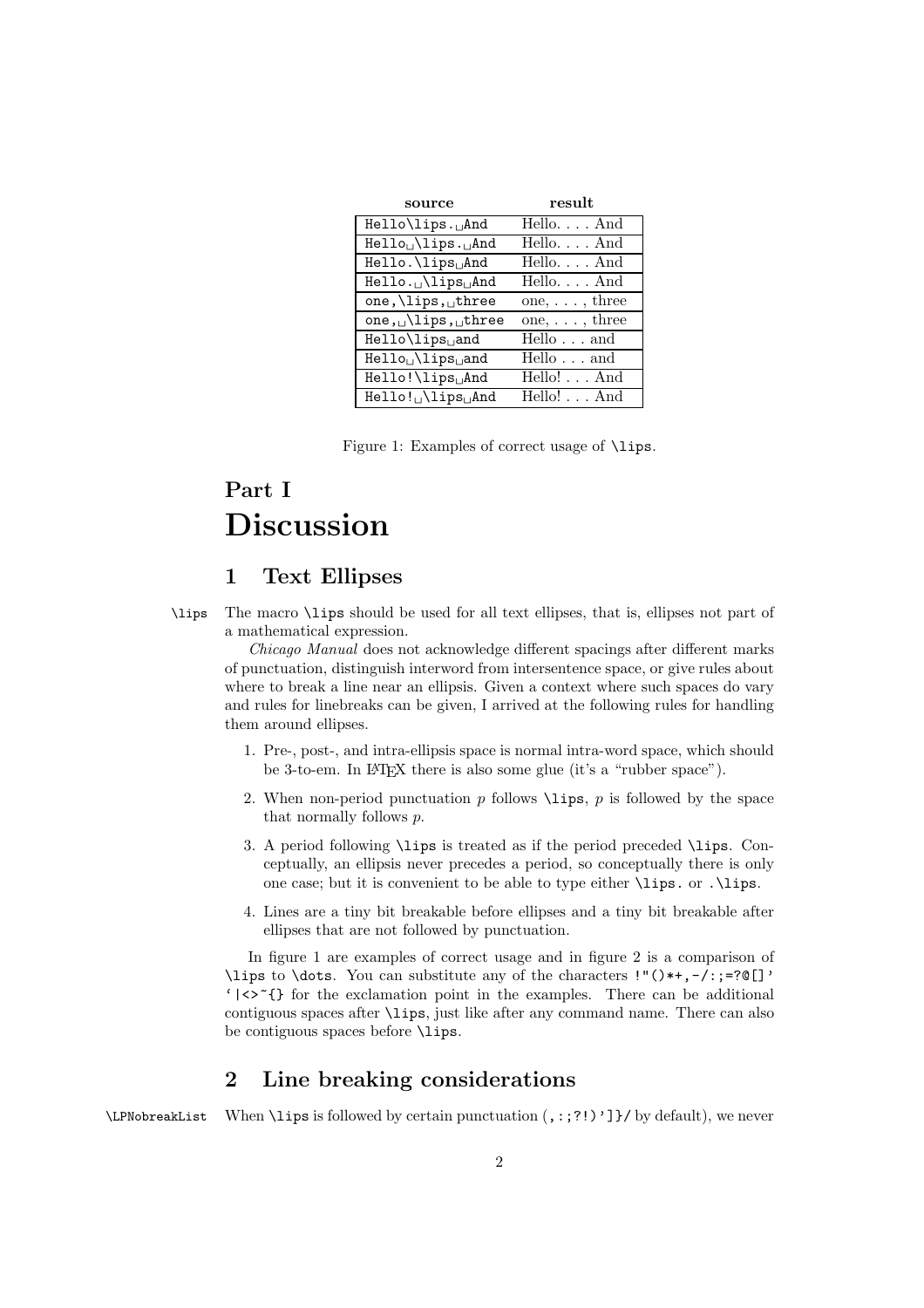| source | result |
|---|---|
| `Hello\lips.␣And` | Hello. . . . And |
| `Hello␣\lips.␣And` | Hello. . . . And |
| `Hello.\lips␣And` | Hello. . . . And |
| `Hello.␣\lips␣And` | Hello. . . . And |
| `one,\lips,␣three` | one, . . . , three |
| `one,␣\lips,␣three` | one, . . . , three |
| `Hello\lips␣and` | Hello . . . and |
| `Hello␣\lips␣and` | Hello . . . and |
| `Hello!\lips␣And` | Hello! . . . And |
| `Hello!␣\lips␣And` | Hello! . . . And |

Figure 1: Examples of correct usage of `\lips`.

# Part I
# Discussion

## 1 Text Ellipses

`\lips` The macro `\lips` should be used for all text ellipses, that is, ellipses not part of a mathematical expression.

*Chicago Manual* does not acknowledge different spacings after different marks of punctuation, distinguish interword from intersentence space, or give rules about where to break a line near an ellipsis. Given a context where such spaces do vary and rules for linebreaks can be given, I arrived at the following rules for handling them around ellipses.

1. Pre-, post-, and intra-ellipsis space is normal intra-word space, which should be 3-to-em. In LaTeX there is also some glue (it's a "rubber space").
2. When non-period punctuation $p$ follows `\lips`, $p$ is followed by the space that normally follows $p$.
3. A period following `\lips` is treated as if the period preceded `\lips`. Conceptually, an ellipsis never precedes a period, so conceptually there is only one case; but it is convenient to be able to type either `\lips.` or `.\lips`.
4. Lines are a tiny bit breakable before ellipses and a tiny bit breakable after ellipses that are not followed by punctuation.

In figure 1 are examples of correct usage and in figure 2 is a comparison of `\lips` to `\dots`. You can substitute any of the characters `!"()*+,-/:;=?@[]'` `` `|<>~{} `` for the exclamation point in the examples. There can be additional contiguous spaces after `\lips`, just like after any command name. There can also be contiguous spaces before `\lips`.

## 2 Line breaking considerations

`\LPNobreakList` When `\lips` is followed by certain punctuation (`,:;?!)']}/` by default), we never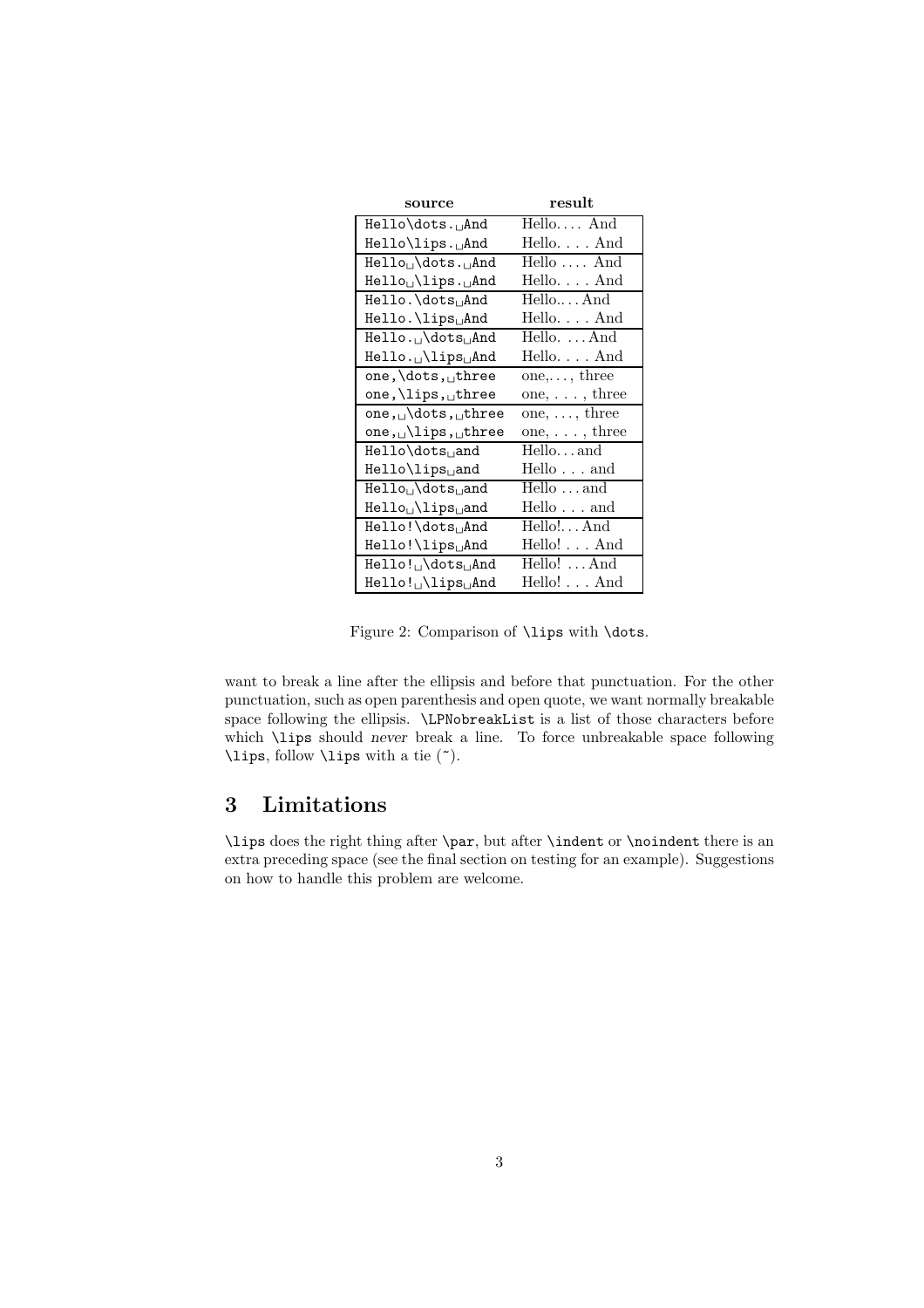| source | result |
|---|---|
| `Hello\dots.␣And` | Hello.… And |
| `Hello\lips.␣And` | Hello. . . . And |
| `Hello␣\dots.␣And` | Hello ….  And |
| `Hello␣\lips.␣And` | Hello. . . . And |
| `Hello.\dots␣And` | Hello.…And |
| `Hello.\lips␣And` | Hello. . . . And |
| `Hello.␣\dots␣And` | Hello. …And |
| `Hello.␣\lips␣And` | Hello. . . . And |
| `one,\dots,␣three` | one,…, three |
| `one,\lips,␣three` | one, . . . , three |
| `one,␣\dots,␣three` | one, …, three |
| `one,␣\lips,␣three` | one, . . . , three |
| `Hello\dots␣and` | Hello…and |
| `Hello\lips␣and` | Hello . . . and |
| `Hello␣\dots␣and` | Hello …and |
| `Hello␣\lips␣and` | Hello . . . and |
| `Hello!\dots␣And` | Hello!…And |
| `Hello!\lips␣And` | Hello! . . . And |
| `Hello!␣\dots␣And` | Hello! …And |
| `Hello!␣\lips␣And` | Hello! . . . And |

Figure 2: Comparison of `\lips` with `\dots`.

want to break a line after the ellipsis and before that punctuation. For the other punctuation, such as open parenthesis and open quote, we want normally breakable space following the ellipsis. `\LPNobreakList` is a list of those characters before which `\lips` should *never* break a line. To force unbreakable space following `\lips`, follow `\lips` with a tie (`~`).

## 3 Limitations

`\lips` does the right thing after `\par`, but after `\indent` or `\noindent` there is an extra preceding space (see the final section on testing for an example). Suggestions on how to handle this problem are welcome.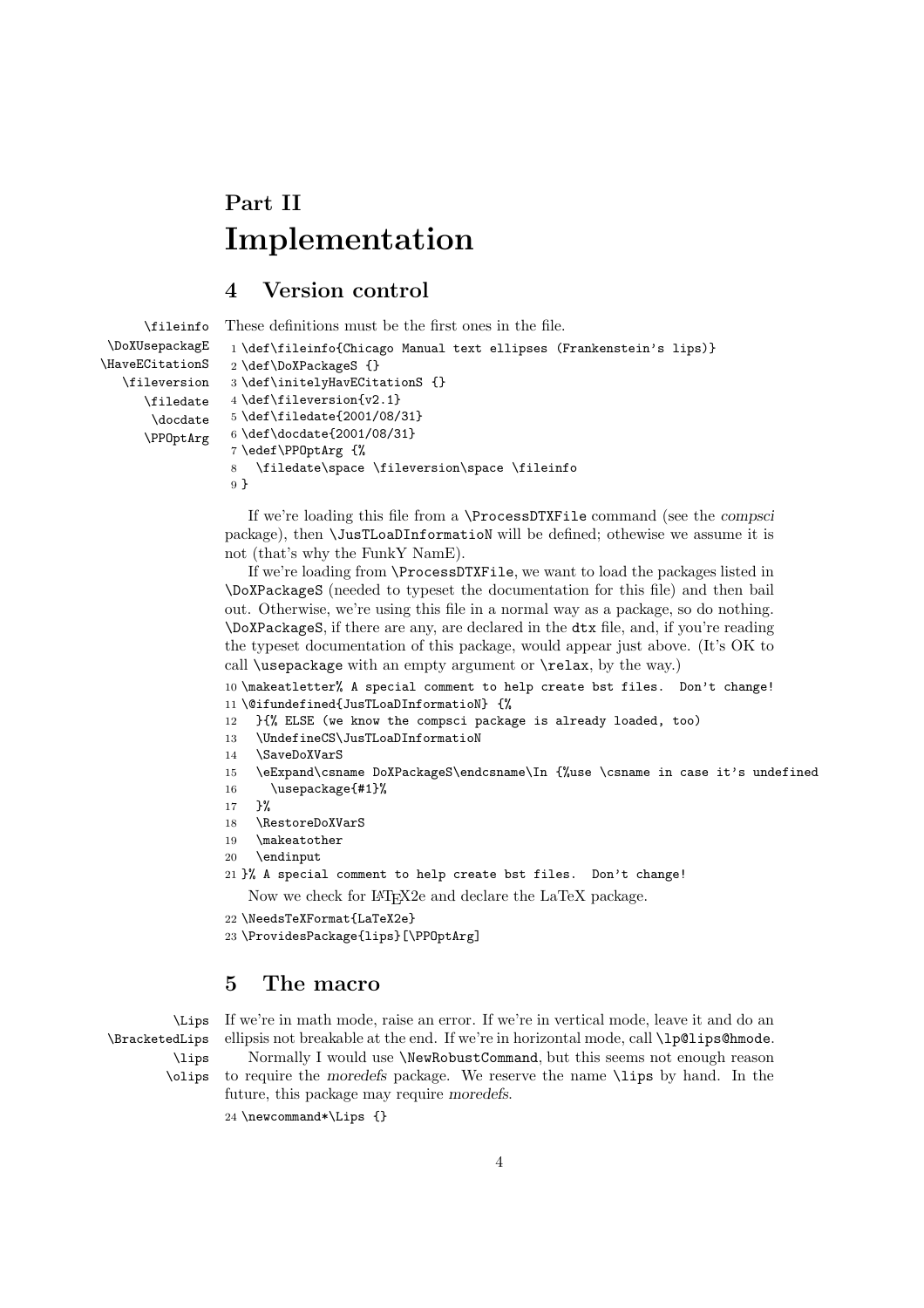# Part II
# Implementation

## 4 Version control

\fileinfo \DoXUsepackagE \HaveECitationS \fileversion \filedate \docdate \PPOptArg

These definitions must be the first ones in the file.

```
1 \def\fileinfo{Chicago Manual text ellipses (Frankenstein's lips)}
2 \def\DoXPackageS {}
3 \def\initelyHavECitationS {}
4 \def\fileversion{v2.1}
5 \def\filedate{2001/08/31}
6 \def\docdate{2001/08/31}
7 \edef\PPOptArg {%
8   \filedate\space \fileversion\space \fileinfo
9 }
```

If we're loading this file from a \ProcessDTXFile command (see the *compsci* package), then \JusTLoaDInformatioN will be defined; othewise we assume it is not (that's why the FunkY NamE).

If we're loading from \ProcessDTXFile, we want to load the packages listed in \DoXPackageS (needed to typeset the documentation for this file) and then bail out. Otherwise, we're using this file in a normal way as a package, so do nothing. \DoXPackageS, if there are any, are declared in the dtx file, and, if you're reading the typeset documentation of this package, would appear just above. (It's OK to call \usepackage with an empty argument or \relax, by the way.)

```
10 \makeatletter% A special comment to help create bst files.  Don't change!
11 \@ifundefined{JusTLoaDInformatioN} {%
12   }{% ELSE (we know the compsci package is already loaded, too)
13   \UndefineCS\JusTLoaDInformatioN
14   \SaveDoXVarS
15   \eExpand\csname DoXPackageS\endcsname\In {%use \csname in case it's undefined
16     \usepackage{#1}%
17   }%
18   \RestoreDoXVarS
19   \makeatother
20   \endinput
21 }% A special comment to help create bst files.  Don't change!
```

Now we check for LaTeX2e and declare the LaTeX package.

```
22 \NeedsTeXFormat{LaTeX2e}
23 \ProvidesPackage{lips}[\PPOptArg]
```

## 5 The macro

\Lips \BracketedLips \lips \olips

If we're in math mode, raise an error. If we're in vertical mode, leave it and do an ellipsis not breakable at the end. If we're in horizontal mode, call \lp@lips@hmode.

Normally I would use \NewRobustCommand, but this seems not enough reason to require the *moredefs* package. We reserve the name \lips by hand. In the future, this package may require *moredefs*.

```
24 \newcommand*\Lips {}
```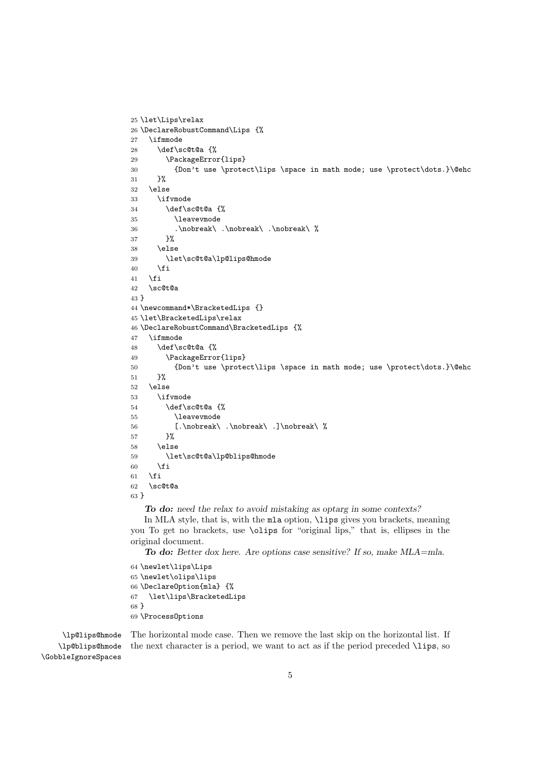```
25 \let\Lips\relax
26 \DeclareRobustCommand\Lips {%
27   \ifmmode
28     \def\sc@t@a {%
29       \PackageError{lips}
30         {Don't use \protect\lips \space in math mode; use \protect\dots.}\@ehc
31     }%
32   \else
33     \ifvmode
34       \def\sc@t@a {%
35         \leavevmode
36         .\nobreak\ .\nobreak\ .\nobreak\ %
37       }%
38     \else
39       \let\sc@t@a\lp@lips@hmode
40     \fi
41   \fi
42   \sc@t@a
43 }
44 \newcommand*\BracketedLips {}
45 \let\BracketedLips\relax
46 \DeclareRobustCommand\BracketedLips {%
47   \ifmmode
48     \def\sc@t@a {%
49       \PackageError{lips}
50         {Don't use \protect\lips \space in math mode; use \protect\dots.}\@ehc
51     }%
52   \else
53     \ifvmode
54       \def\sc@t@a {%
55         \leavevmode
56         [.\nobreak\ .\nobreak\ .]\nobreak\ %
57       }%
58     \else
59       \let\sc@t@a\lp@blips@hmode
60     \fi
61   \fi
62   \sc@t@a
63 }
```

***To do:*** *need the relax to avoid mistaking as optarg in some contexts?*

In MLA style, that is, with the `mla` option, `\lips` gives you brackets, meaning you To get no brackets, use `\olips` for "original lips," that is, ellipses in the original document.

***To do:*** *Better dox here. Are options case sensitive? If so, make MLA=mla.*

```
64 \newlet\lips\Lips
65 \newlet\olips\lips
66 \DeclareOption{mla} {%
67   \let\lips\BracketedLips
68 }
69 \ProcessOptions
```

`\lp@lips@hmode` `\lp@blips@hmode` `\GobbleIgnoreSpaces` The horizontal mode case. Then we remove the last skip on the horizontal list. If the next character is a period, we want to act as if the period preceded `\lips`, so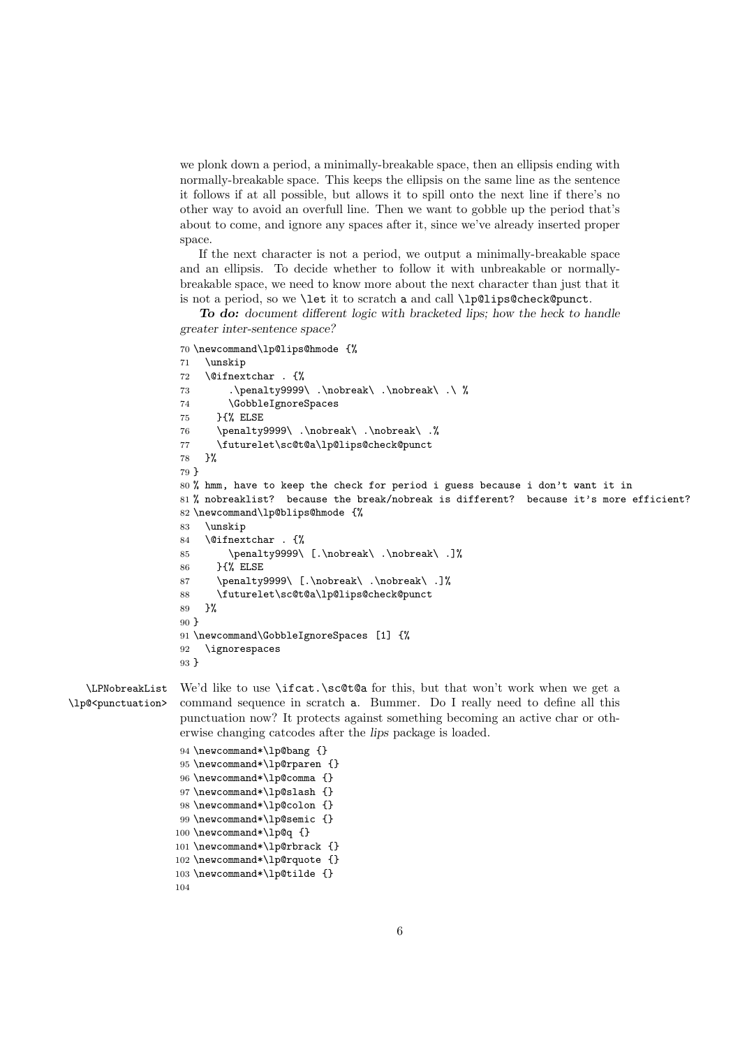we plonk down a period, a minimally-breakable space, then an ellipsis ending with normally-breakable space. This keeps the ellipsis on the same line as the sentence it follows if at all possible, but allows it to spill onto the next line if there's no other way to avoid an overfull line. Then we want to gobble up the period that's about to come, and ignore any spaces after it, since we've already inserted proper space.

If the next character is not a period, we output a minimally-breakable space and an ellipsis. To decide whether to follow it with unbreakable or normally-breakable space, we need to know more about the next character than just that it is not a period, so we `\let` it to scratch `a` and call `\lp@lips@check@punct`.

***To do:*** *document different logic with bracketed lips; how the heck to handle greater inter-sentence space?*

```
70 \newcommand\lp@lips@hmode {%
71   \unskip
72   \@ifnextchar . {%
73       .\penalty9999\ .\nobreak\ .\nobreak\ .\ %
74       \GobbleIgnoreSpaces
75     }{% ELSE
76     \penalty9999\ .\nobreak\ .\nobreak\ .%
77     \futurelet\sc@t@a\lp@lips@check@punct
78   }%
79 }
80 % hmm, have to keep the check for period i guess because i don't want it in
81 % nobreaklist?  because the break/nobreak is different?  because it's more efficient?
82 \newcommand\lp@blips@hmode {%
83   \unskip
84   \@ifnextchar . {%
85       \penalty9999\ [.\nobreak\ .\nobreak\ .]%
86     }{% ELSE
87     \penalty9999\ [.\nobreak\ .\nobreak\ .]%
88     \futurelet\sc@t@a\lp@lips@check@punct
89   }%
90 }
91 \newcommand\GobbleIgnoreSpaces [1] {%
92   \ignorespaces
93 }
```

`\LPNobreakList` `\lp@<punctuation>` We'd like to use `\ifcat.\sc@t@a` for this, but that won't work when we get a command sequence in scratch `a`. Bummer. Do I really need to define all this punctuation now? It protects against something becoming an active char or otherwise changing catcodes after the *lips* package is loaded.

```
94 \newcommand*\lp@bang {}
95 \newcommand*\lp@rparen {}
96 \newcommand*\lp@comma {}
97 \newcommand*\lp@slash {}
98 \newcommand*\lp@colon {}
99 \newcommand*\lp@semic {}
100 \newcommand*\lp@q {}
101 \newcommand*\lp@rbrack {}
102 \newcommand*\lp@rquote {}
103 \newcommand*\lp@tilde {}
104
```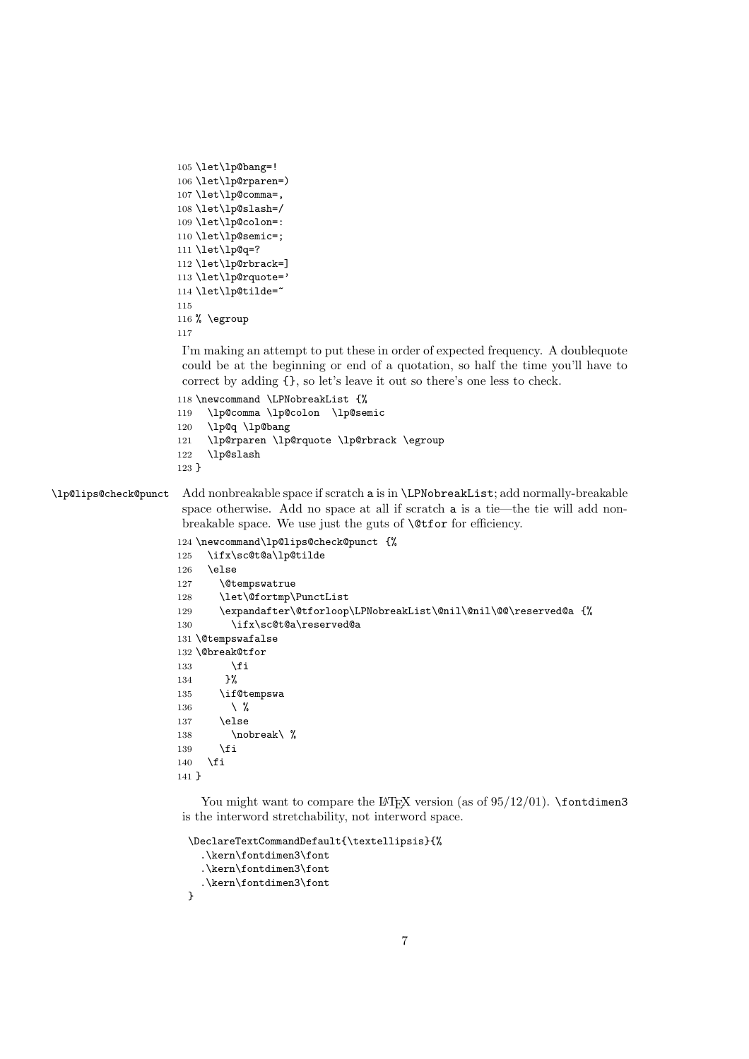```
105 \let\lp@bang=!
106 \let\lp@rparen=)
107 \let\lp@comma=,
108 \let\lp@slash=/
109 \let\lp@colon=:
110 \let\lp@semic=;
111 \let\lp@q=?
112 \let\lp@rbrack=]
113 \let\lp@rquote='
114 \let\lp@tilde=~
115
116 % \egroup
117
```

I'm making an attempt to put these in order of expected frequency. A doublequote could be at the beginning or end of a quotation, so half the time you'll have to correct by adding {}, so let's leave it out so there's one less to check.

```
118 \newcommand \LPNobreakList {%
119   \lp@comma \lp@colon  \lp@semic
120   \lp@q \lp@bang
121   \lp@rparen \lp@rquote \lp@rbrack \egroup
122   \lp@slash
123 }
```

`\lp@lips@check@punct` Add nonbreakable space if scratch `a` is in `\LPNobreakList`; add normally-breakable space otherwise. Add no space at all if scratch `a` is a tie—the tie will add nonbreakable space. We use just the guts of `\@tfor` for efficiency.

```
124 \newcommand\lp@lips@check@punct {%
125   \ifx\sc@t@a\lp@tilde
126   \else
127     \@tempswatrue
128     \let\@fortmp\PunctList
129     \expandafter\@tforloop\LPNobreakList\@nil\@nil\@@\reserved@a {%
130       \ifx\sc@t@a\reserved@a
131 \@tempswafalse
132 \@break@tfor
133       \fi
134      }%
135     \if@tempswa
136       \ %
137     \else
138       \nobreak\ %
139     \fi
140   \fi
141 }
```

You might want to compare the LaTeX version (as of 95/12/01). `\fontdimen3` is the interword stretchability, not interword space.

```
\DeclareTextCommandDefault{\textellipsis}{%
  .\kern\fontdimen3\font
  .\kern\fontdimen3\font
  .\kern\fontdimen3\font
}
```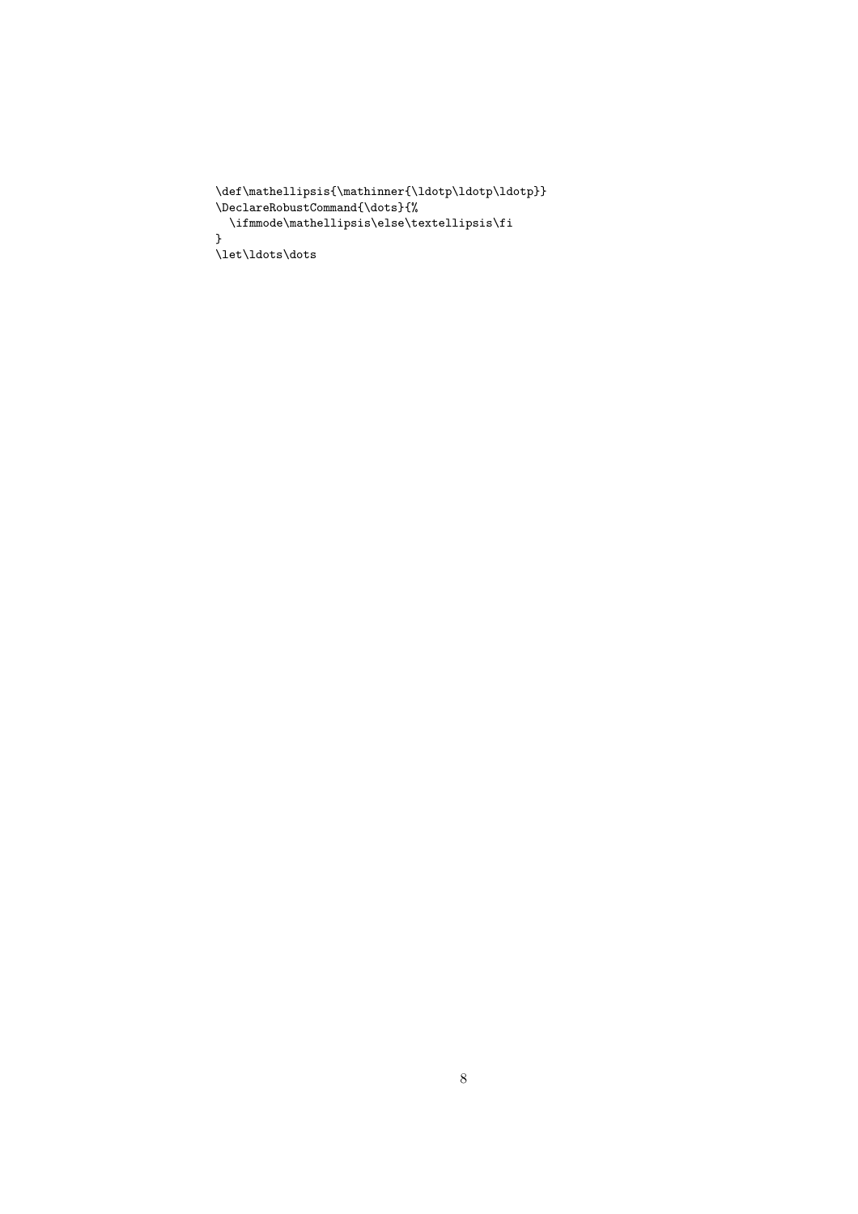```
\def\mathellipsis{\mathinner{\ldotp\ldotp\ldotp}}
\DeclareRobustCommand{\dots}{%
  \ifmmode\mathellipsis\else\textellipsis\fi
}
\let\ldots\dots
```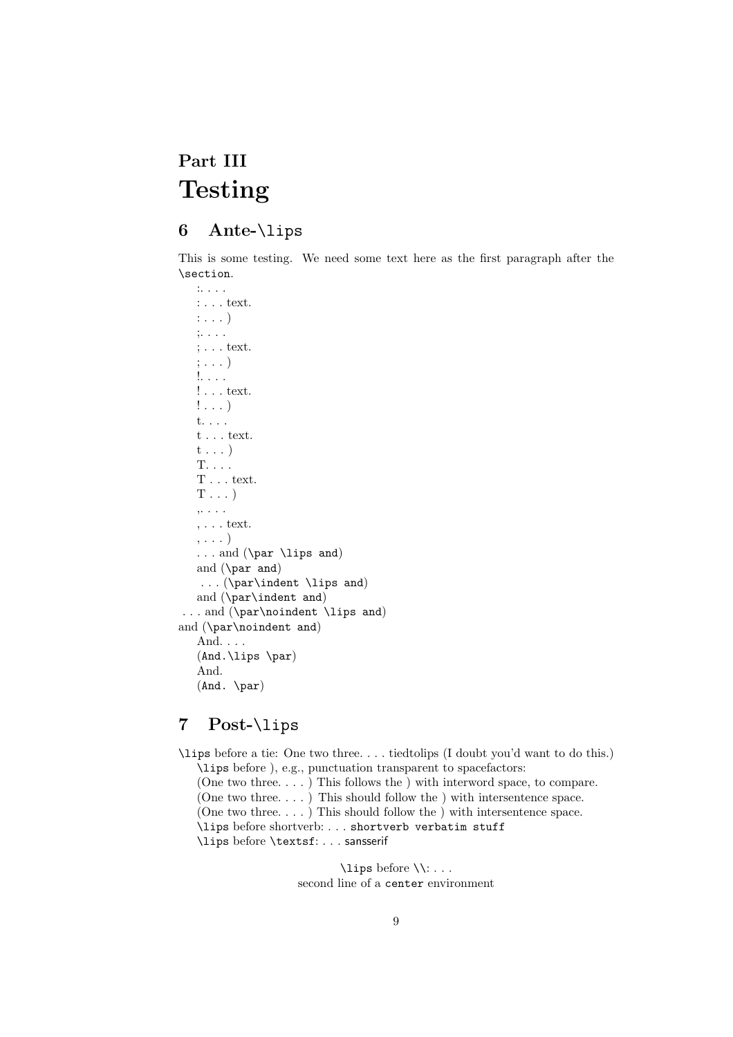# Part III
# Testing

## 6 Ante-`\lips`

This is some testing. We need some text here as the first paragraph after the `\section`.

:. . . .

: . . . text.

: . . . )

;. . . .

; . . . text.

; . . . )

!. . . .

! . . . text.

! . . . )

t. . . .

t . . . text.

t . . . )

T. . . .

T . . . text.

T . . . )

,. . . .

, . . . text.

, . . . )

. . . and (`\par \lips and`)

and (`\par and`)

. . . (`\par\indent \lips and`)

and (`\par\indent and`)

. . . and (`\par\noindent \lips and`)

and (`\par\noindent and`)

And. . . .

(`And.\lips \par`)

And.

(`And. \par`)

## 7 Post-`\lips`

`\lips` before a tie: One two three. . . . tiedtolips (I doubt you'd want to do this.)

`\lips` before ), e.g., punctuation transparent to spacefactors:

(One two three. . . . ) This follows the ) with interword space, to compare.

(One two three. . . . ) This should follow the ) with intersentence space.

(One two three. . . . ) This should follow the ) with intersentence space.

`\lips` before shortverb: . . . `shortverb verbatim stuff`

`\lips` before `\textsf`: . . . sansserif

`\lips` before `\\`: . . .
second line of a `center` environment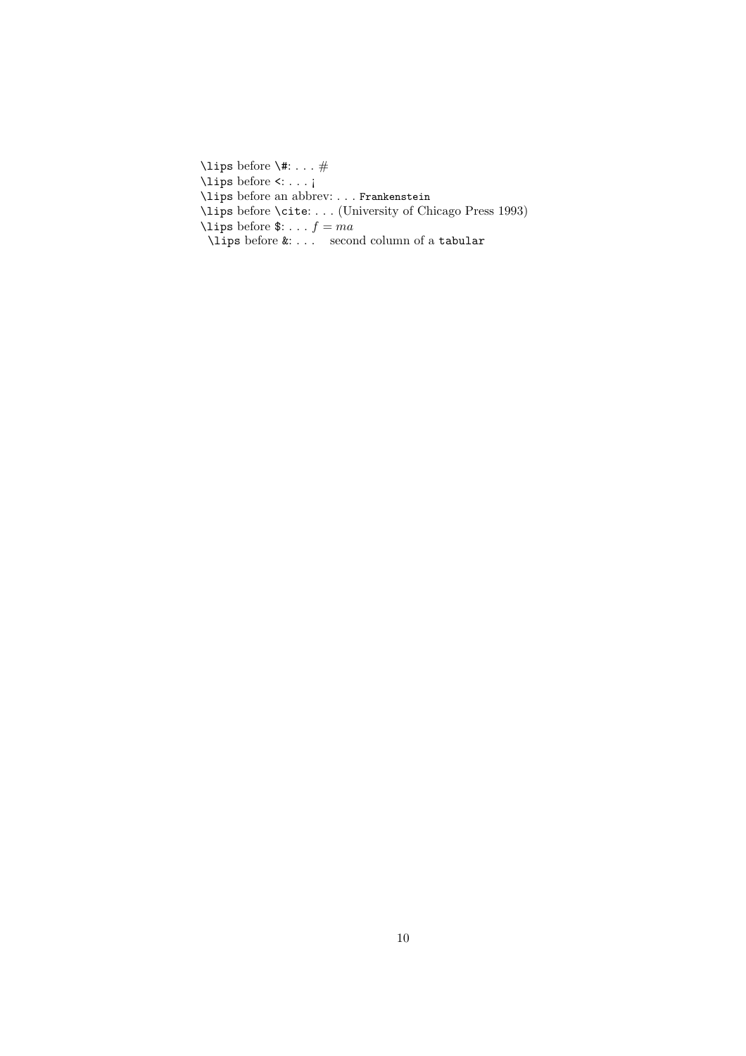`\lips` before `\#`: . . . #
`\lips` before `<`: . . . ¡
`\lips` before an abbrev: . . . `Frankenstein`
`\lips` before `\cite`: . . . (University of Chicago Press 1993)
`\lips` before `$`: . . . $f = ma$
`\lips` before `&`: . . .   second column of a `tabular`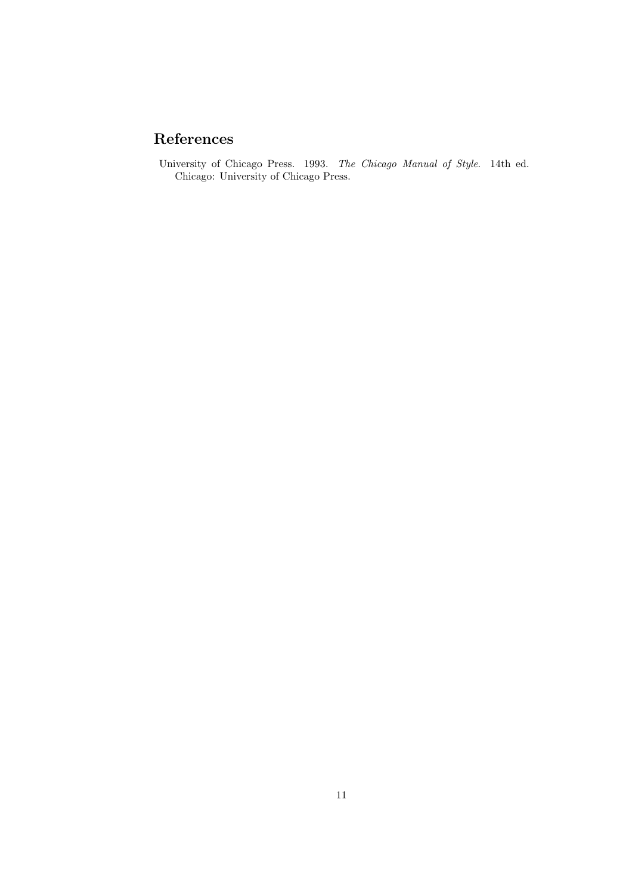## References

University of Chicago Press. 1993. *The Chicago Manual of Style*. 14th ed. Chicago: University of Chicago Press.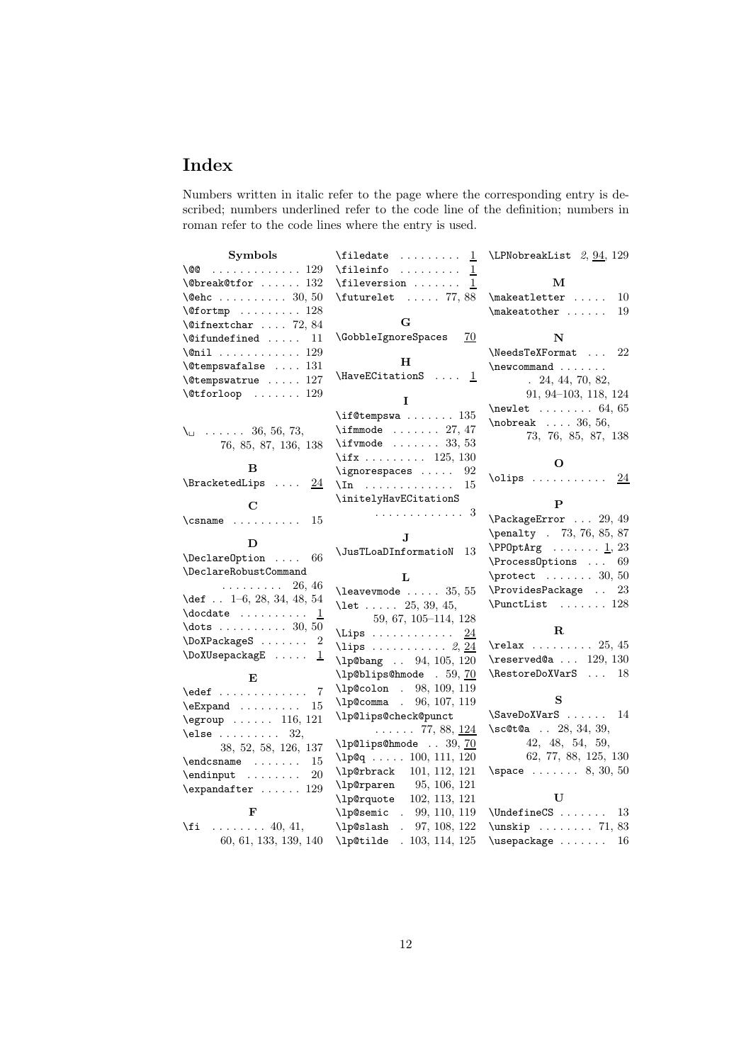# Index

Numbers written in italic refer to the page where the corresponding entry is described; numbers underlined refer to the code line of the definition; numbers in roman refer to the code lines where the entry is used.

**Symbols**

- `\@@` . . . . . . . . . . . . . 129
- `\@break@tfor` . . . . . . 132
- `\@ehc` . . . . . . . . . . 30, 50
- `\@fortmp` . . . . . . . . . 128
- `\@ifnextchar` . . . . 72, 84
- `\@ifundefined` . . . . . 11
- `\@nil` . . . . . . . . . . . . 129
- `\@tempswafalse` . . . . 131
- `\@tempswatrue` . . . . . 127
- `\@tforloop` . . . . . . . 129
- `\␣` . . . . . . 36, 56, 73, 76, 85, 87, 136, 138

**B**

- `\BracketedLips` . . . . 24

**C**

- `\csname` . . . . . . . . . . 15

**D**

- `\DeclareOption` . . . . 66
- `\DeclareRobustCommand` . . . . . . . . . 26, 46
- `\def` . . 1–6, 28, 34, 48, 54
- `\docdate` . . . . . . . . . . 1
- `\dots` . . . . . . . . . . 30, 50
- `\DoXPackageS` . . . . . . . 2
- `\DoXUsepackagE` . . . . . 1

**E**

- `\edef` . . . . . . . . . . . . . 7
- `\eExpand` . . . . . . . . . 15
- `\egroup` . . . . . . 116, 121
- `\else` . . . . . . . . . 32, 38, 52, 58, 126, 137
- `\endcsname` . . . . . . . 15
- `\endinput` . . . . . . . . 20
- `\expandafter` . . . . . . 129

**F**

- `\fi` . . . . . . . . 40, 41, 60, 61, 133, 139, 140
- `\filedate` . . . . . . . . . 1
- `\fileinfo` . . . . . . . . . 1
- `\fileversion` . . . . . . . 1
- `\futurelet` . . . . . 77, 88

**G**

- `\GobbleIgnoreSpaces` 70

**H**

- `\HaveECitationS` . . . . 1

**I**

- `\if@tempswa` . . . . . . . 135
- `\ifmmode` . . . . . . . 27, 47
- `\ifvmode` . . . . . . . 33, 53
- `\ifx` . . . . . . . . . 125, 130
- `\ignorespaces` . . . . . 92
- `\In` . . . . . . . . . . . . . 15
- `\initelyHavECitationS` . . . . . . . . . . . . . 3

**J**

- `\JusTLoaDInformatioN` 13

**L**

- `\leavevmode` . . . . . 35, 55
- `\let` . . . . . 25, 39, 45, 59, 67, 105–114, 128
- `\Lips` . . . . . . . . . . . . 24
- `\lips` . . . . . . . . . . . *2*, 24
- `\lp@bang` . . 94, 105, 120
- `\lp@blips@hmode` . 59, 70
- `\lp@colon` . 98, 109, 119
- `\lp@comma` . 96, 107, 119
- `\lp@lips@check@punct` . . . . . . 77, 88, 124
- `\lp@lips@hmode` . . 39, 70
- `\lp@q` . . . . . 100, 111, 120
- `\lp@rbrack` 101, 112, 121
- `\lp@rparen` 95, 106, 121
- `\lp@rquote` 102, 113, 121
- `\lp@semic` . 99, 110, 119
- `\lp@slash` . 97, 108, 122
- `\lp@tilde` . 103, 114, 125
- `\LPNobreakList` *2*, 94, 129

**M**

- `\makeatletter` . . . . . 10
- `\makeatother` . . . . . . 19

**N**

- `\NeedsTeXFormat` . . . 22
- `\newcommand` . . . . . . . . 24, 44, 70, 82, 91, 94–103, 118, 124
- `\newlet` . . . . . . . . 64, 65
- `\nobreak` . . . . 36, 56, 73, 76, 85, 87, 138

**O**

- `\olips` . . . . . . . . . . . 24

**P**

- `\PackageError` . . . 29, 49
- `\penalty` . 73, 76, 85, 87
- `\PPOptArg` . . . . . . . 1, 23
- `\ProcessOptions` . . . 69
- `\protect` . . . . . . . 30, 50
- `\ProvidesPackage` . . 23
- `\PunctList` . . . . . . . 128

**R**

- `\relax` . . . . . . . . . 25, 45
- `\reserved@a` . . . 129, 130
- `\RestoreDoXVarS` . . . 18

**S**

- `\SaveDoXVarS` . . . . . . 14
- `\sc@t@a` . . 28, 34, 39, 42, 48, 54, 59, 62, 77, 88, 125, 130
- `\space` . . . . . . . 8, 30, 50

**U**

- `\UndefineCS` . . . . . . . 13
- `\unskip` . . . . . . . . 71, 83
- `\usepackage` . . . . . . . 16